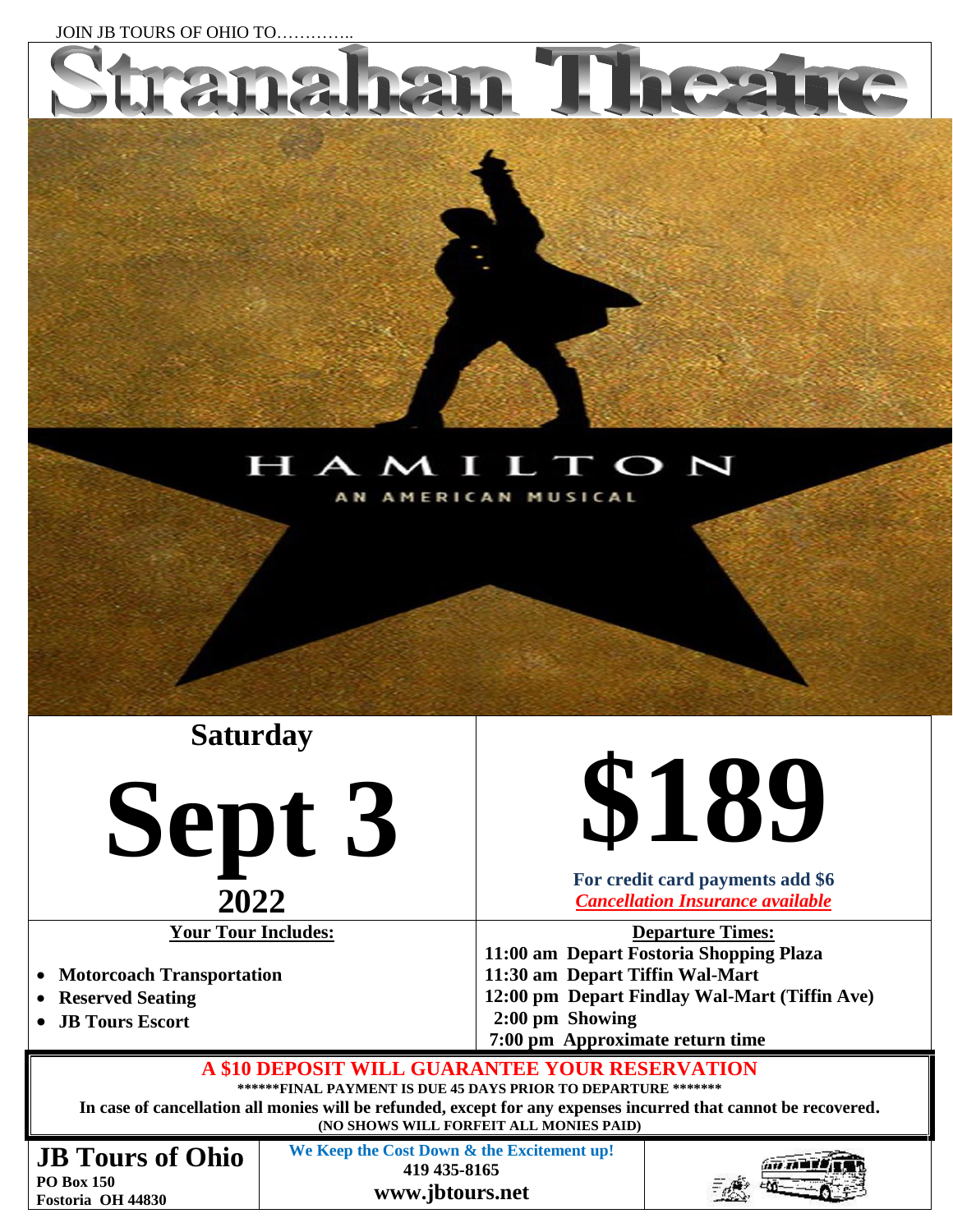JOIN JB TOURS OF OHIO TO…………..

# Stranahan Theatre

## HAMILTON

AN AMERICAN MUSICAL

**Saturday**

# Sept 3

**2022**

# $189

**For credit card payments add $6**

***Cancellation Insurance available***

**Your Tour Includes:**

- **Motorcoach Transportation**
- **Reserved Seating**
- **JB Tours Escort**

**Departure Times:**

**11:00 am Depart Fostoria Shopping Plaza**
**11:30 am Depart Tiffin Wal-Mart**
**12:00 pm Depart Findlay Wal-Mart (Tiffin Ave)**
**2:00 pm Showing**
**7:00 pm Approximate return time**

**A $10 DEPOSIT WILL GUARANTEE YOUR RESERVATION**

**\*\*\*\*\*\*FINAL PAYMENT IS DUE 45 DAYS PRIOR TO DEPARTURE \*\*\*\*\*\*\***

**In case of cancellation all monies will be refunded, except for any expenses incurred that cannot be recovered.**

**(NO SHOWS WILL FORFEIT ALL MONIES PAID)**

**JB Tours of Ohio**
**PO Box 150**
**Fostoria OH 44830**

**We Keep the Cost Down & the Excitement up!**
**419 435-8165**
**www.jbtours.net**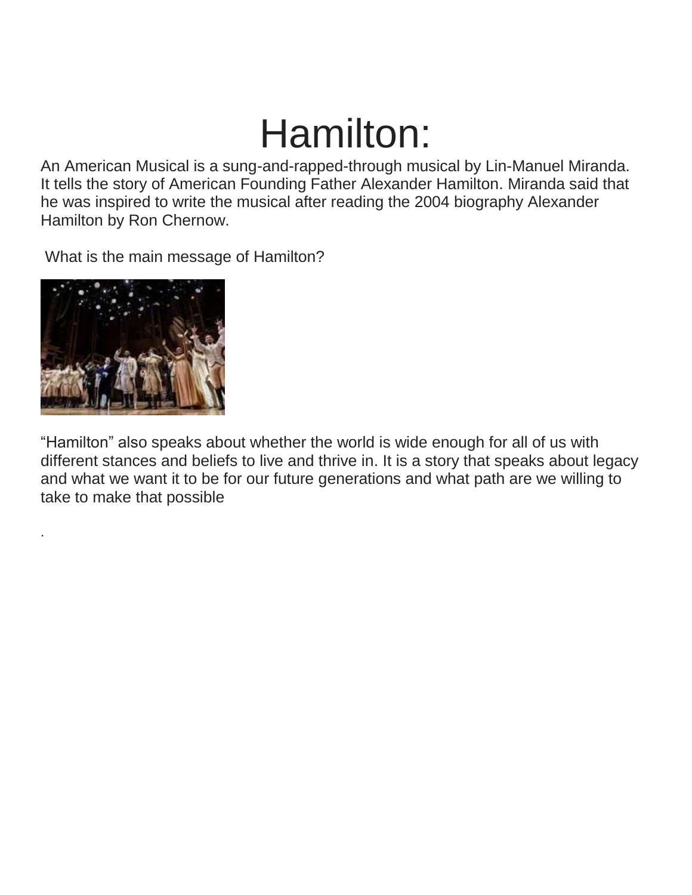# Hamilton:

An American Musical is a sung-and-rapped-through musical by Lin-Manuel Miranda. It tells the story of American Founding Father Alexander Hamilton. Miranda said that he was inspired to write the musical after reading the 2004 biography Alexander Hamilton by Ron Chernow.

What is the main message of Hamilton?

“Hamilton” also speaks about whether the world is wide enough for all of us with different stances and beliefs to live and thrive in. It is a story that speaks about legacy and what we want it to be for our future generations and what path are we willing to take to make that possible

.